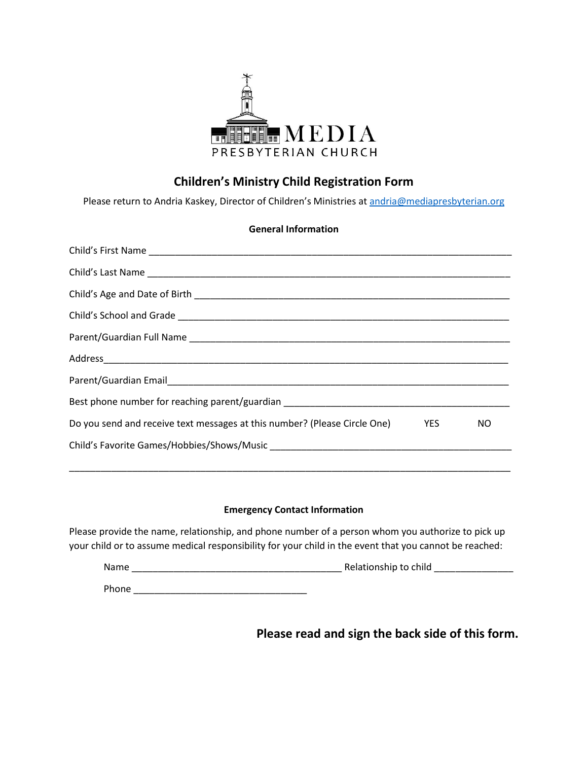MEDIA

PRESBYTERIAN CHURCH

# Children's Ministry Child Registration Form

Please return to Andria Kaskey, Director of Children's Ministries at andria@mediapresbyterian.org

## General Information

Child's First Name ___________________________________________________________________

Child's Last Name ___________________________________________________________________

Child's Age and Date of Birth _________________________________________________________

Child's School and Grade _____________________________________________________________

Parent/Guardian Full Name ___________________________________________________________

Address__________________________________________________________________________

Parent/Guardian Email________________________________________________________________

Best phone number for reaching parent/guardian ________________________________________

Do you send and receive text messages at this number? (Please Circle One) YES NO

Child's Favorite Games/Hobbies/Shows/Music ____________________________________________

__________________________________________________________________________________

## Emergency Contact Information

Please provide the name, relationship, and phone number of a person whom you authorize to pick up your child or to assume medical responsibility for your child in the event that you cannot be reached:

Name ______________________________________ Relationship to child _______________

Phone __________________________________

**Please read and sign the back side of this form.**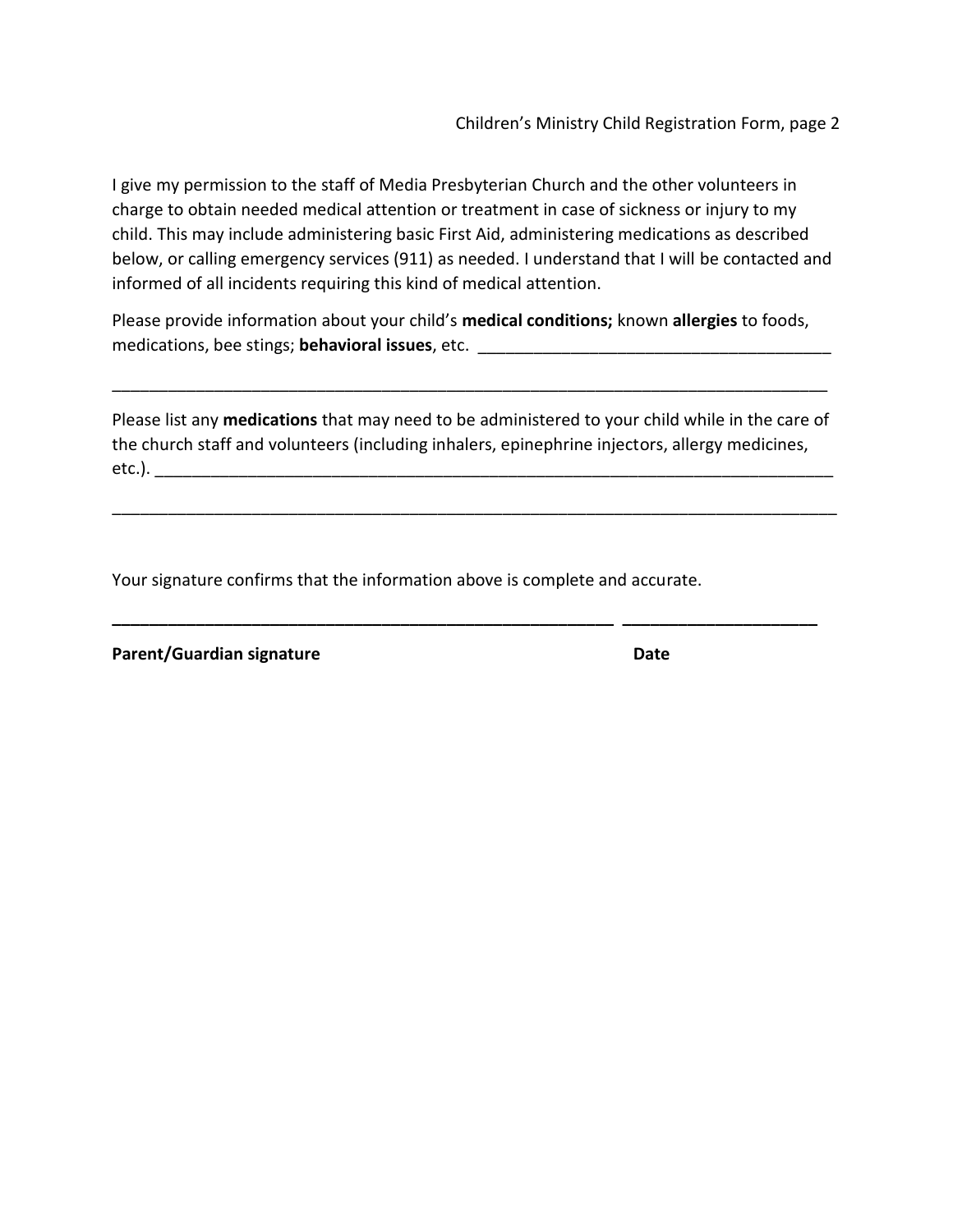I give my permission to the staff of Media Presbyterian Church and the other volunteers in charge to obtain needed medical attention or treatment in case of sickness or injury to my child. This may include administering basic First Aid, administering medications as described below, or calling emergency services (911) as needed. I understand that I will be contacted and informed of all incidents requiring this kind of medical attention.

Please provide information about your child's **medical conditions;** known **allergies** to foods, medications, bee stings; **behavioral issues**, etc. ______________________________________

_________________________________________________________________________________

Please list any **medications** that may need to be administered to your child while in the care of the church staff and volunteers (including inhalers, epinephrine injectors, allergy medicines, etc.). ___________________________________________________________________________

_________________________________________________________________________________

Your signature confirms that the information above is complete and accurate.

_______________________________________________________ ____________________

**Parent/Guardian signature** **Date**